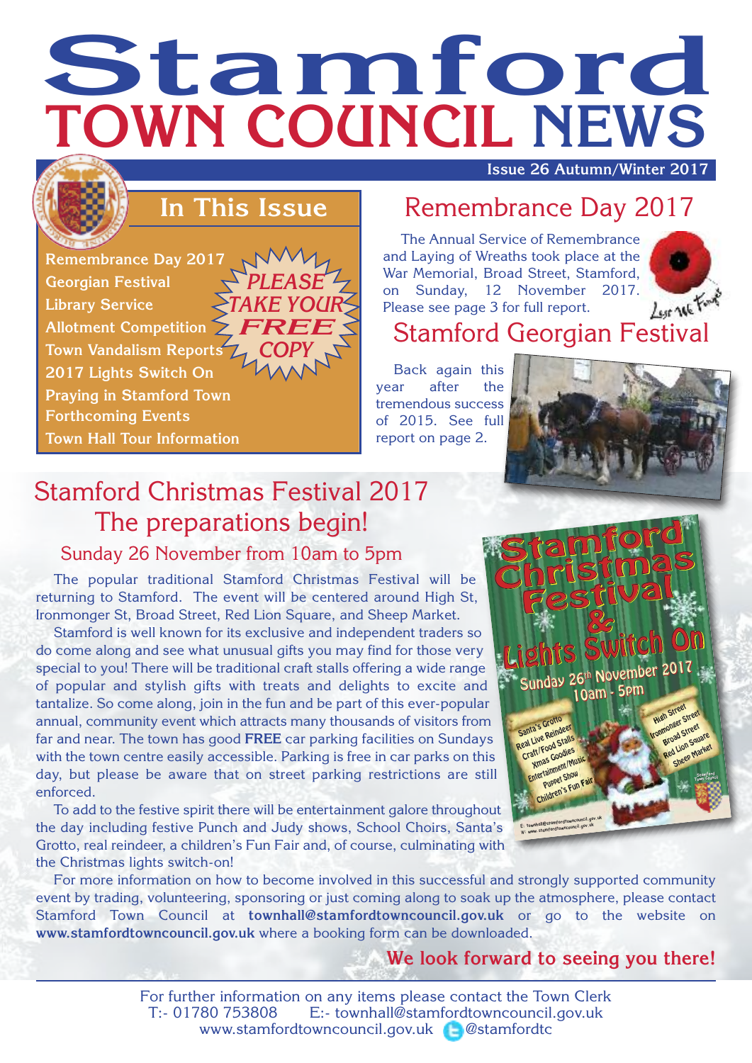# Stamford TOWN COUNCIL NEWS

Issue 26 Autumn/Winter 2017

## In This Issue

- Remembrance Day 2017
- Georgian Festival
- Library Service
- Allotment Competition
- Town Vandalism Reports
- 2017 Lights Switch On
- Praying in Stamford Town
- Forthcoming Events
- Town Hall Tour Information

PLEASE TAKE YOUR FREE COPY

## Remembrance Day 2017

The Annual Service of Remembrance and Laying of Wreaths took place at the War Memorial, Broad Street, Stamford, on Sunday, 12 November 2017. Please see page 3 for full report.

Lest We Forget

## Stamford Georgian Festival

Back again this year after the tremendous success of 2015. See full report on page 2.

## Stamford Christmas Festival 2017 The preparations begin!

### Sunday 26 November from 10am to 5pm

The popular traditional Stamford Christmas Festival will be returning to Stamford. The event will be centered around High St, Ironmonger St, Broad Street, Red Lion Square, and Sheep Market.

Stamford is well known for its exclusive and independent traders so do come along and see what unusual gifts you may find for those very special to you! There will be traditional craft stalls offering a wide range of popular and stylish gifts with treats and delights to excite and tantalize. So come along, join in the fun and be part of this ever-popular annual, community event which attracts many thousands of visitors from far and near. The town has good **FREE** car parking facilities on Sundays with the town centre easily accessible. Parking is free in car parks on this day, but please be aware that on street parking restrictions are still enforced.

To add to the festive spirit there will be entertainment galore throughout the day including festive Punch and Judy shows, School Choirs, Santa's Grotto, real reindeer, a children's Fun Fair and, of course, culminating with the Christmas lights switch-on!

Stamford Christmas Festival & Lights Switch On
Sunday 26th November 2017
10am - 5pm
Santa's Grotto, Real Live Reindeer, Craft/Food Stalls, Xmas Goodies, Entertainment/Music, Puppet Show, Children's Fun Fair
High Street, Ironmonger Street, Broad Street, Red Lion Square, Sheep Market

For more information on how to become involved in this successful and strongly supported community event by trading, volunteering, sponsoring or just coming along to soak up the atmosphere, please contact Stamford Town Council at **townhall@stamfordtowncouncil.gov.uk** or go to the website on **www.stamfordtowncouncil.gov.uk** where a booking form can be downloaded.

**We look forward to seeing you there!**

For further information on any items please contact the Town Clerk
T:- 01780 753808 E:- townhall@stamfordtowncouncil.gov.uk
www.stamfordtowncouncil.gov.uk @stamfordtc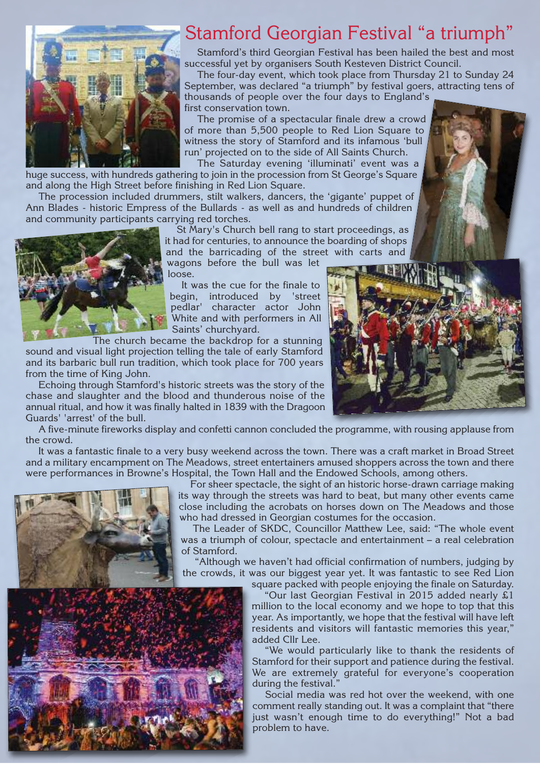# Stamford Georgian Festival "a triumph"

Stamford's third Georgian Festival has been hailed the best and most successful yet by organisers South Kesteven District Council.

The four-day event, which took place from Thursday 21 to Sunday 24 September, was declared "a triumph" by festival goers, attracting tens of thousands of people over the four days to England's first conservation town.

The promise of a spectacular finale drew a crowd of more than 5,500 people to Red Lion Square to witness the story of Stamford and its infamous 'bull run' projected on to the side of All Saints Church.

The Saturday evening 'illuminati' event was a huge success, with hundreds gathering to join in the procession from St George's Square and along the High Street before finishing in Red Lion Square.

The procession included drummers, stilt walkers, dancers, the 'gigante' puppet of Ann Blades - historic Empress of the Bullards - as well as and hundreds of children and community participants carrying red torches.

St Mary's Church bell rang to start proceedings, as it had for centuries, to announce the boarding of shops and the barricading of the street with carts and wagons before the bull was let loose.

It was the cue for the finale to begin, introduced by 'street pedlar' character actor John White and with performers in All Saints' churchyard.

The church became the backdrop for a stunning sound and visual light projection telling the tale of early Stamford and its barbaric bull run tradition, which took place for 700 years from the time of King John.

Echoing through Stamford's historic streets was the story of the chase and slaughter and the blood and thunderous noise of the annual ritual, and how it was finally halted in 1839 with the Dragoon Guards' 'arrest' of the bull.

A five-minute fireworks display and confetti cannon concluded the programme, with rousing applause from the crowd.

It was a fantastic finale to a very busy weekend across the town. There was a craft market in Broad Street and a military encampment on The Meadows, street entertainers amused shoppers across the town and there were performances in Browne's Hospital, the Town Hall and the Endowed Schools, among others.

For sheer spectacle, the sight of an historic horse-drawn carriage making its way through the streets was hard to beat, but many other events came close including the acrobats on horses down on The Meadows and those who had dressed in Georgian costumes for the occasion.

The Leader of SKDC, Councillor Matthew Lee, said: "The whole event was a triumph of colour, spectacle and entertainment – a real celebration of Stamford.

"Although we haven't had official confirmation of numbers, judging by the crowds, it was our biggest year yet. It was fantastic to see Red Lion square packed with people enjoying the finale on Saturday.

"Our last Georgian Festival in 2015 added nearly £1 million to the local economy and we hope to top that this year. As importantly, we hope that the festival will have left residents and visitors will fantastic memories this year," added Cllr Lee.

"We would particularly like to thank the residents of Stamford for their support and patience during the festival. We are extremely grateful for everyone's cooperation during the festival."

Social media was red hot over the weekend, with one comment really standing out. It was a complaint that "there just wasn't enough time to do everything!" Not a bad problem to have.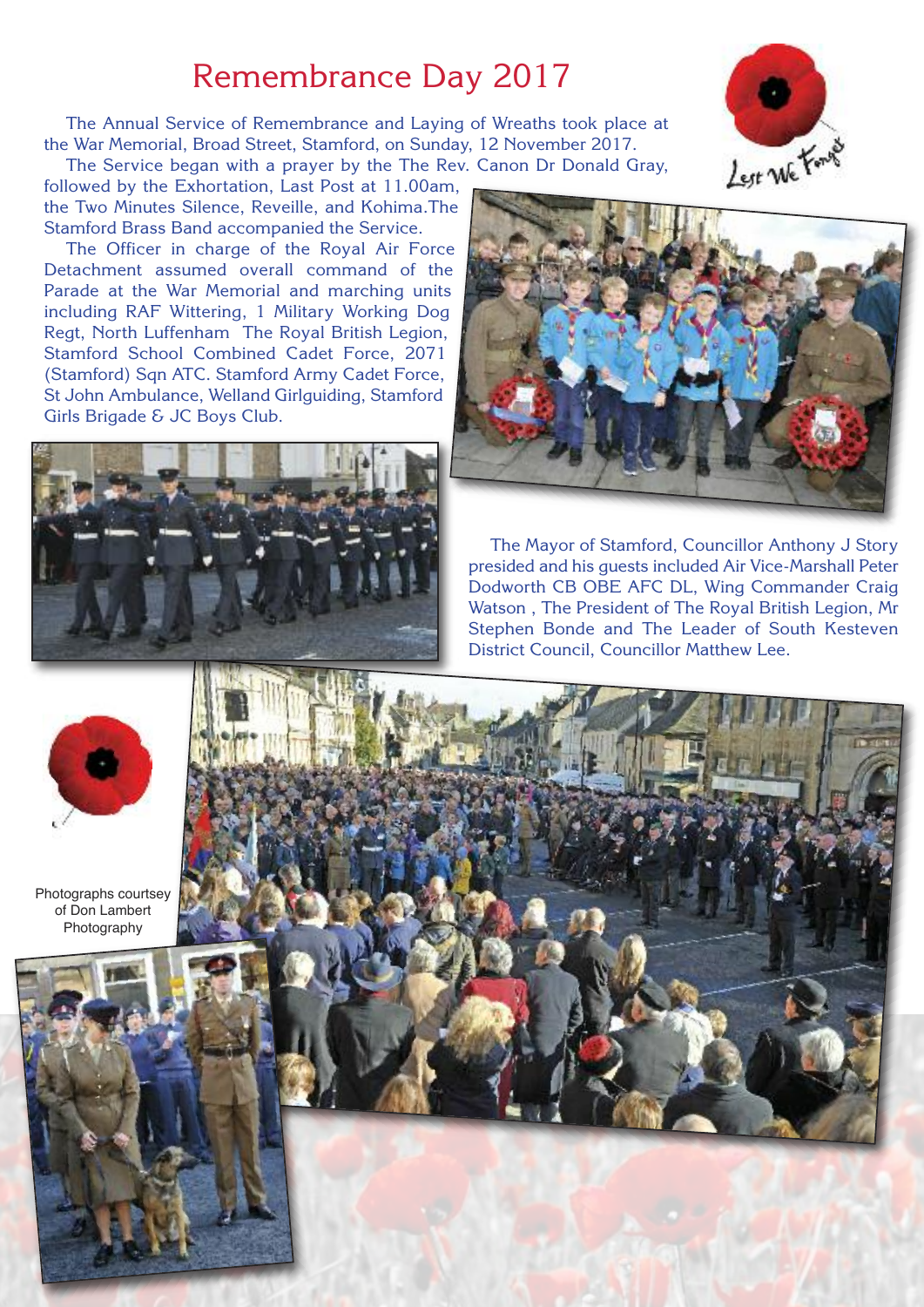# Remembrance Day 2017

The Annual Service of Remembrance and Laying of Wreaths took place at the War Memorial, Broad Street, Stamford, on Sunday, 12 November 2017.

The Service began with a prayer by the The Rev. Canon Dr Donald Gray, followed by the Exhortation, Last Post at 11.00am, the Two Minutes Silence, Reveille, and Kohima.The Stamford Brass Band accompanied the Service.

The Officer in charge of the Royal Air Force Detachment assumed overall command of the Parade at the War Memorial and marching units including RAF Wittering, 1 Military Working Dog Regt, North Luffenham The Royal British Legion, Stamford School Combined Cadet Force, 2071 (Stamford) Sqn ATC. Stamford Army Cadet Force, St John Ambulance, Welland Girlguiding, Stamford Girls Brigade & JC Boys Club.

The Mayor of Stamford, Councillor Anthony J Story presided and his guests included Air Vice-Marshall Peter Dodworth CB OBE AFC DL, Wing Commander Craig Watson , The President of The Royal British Legion, Mr Stephen Bonde and The Leader of South Kesteven District Council, Councillor Matthew Lee.

Lest We Forget

Photographs courtsey of Don Lambert Photography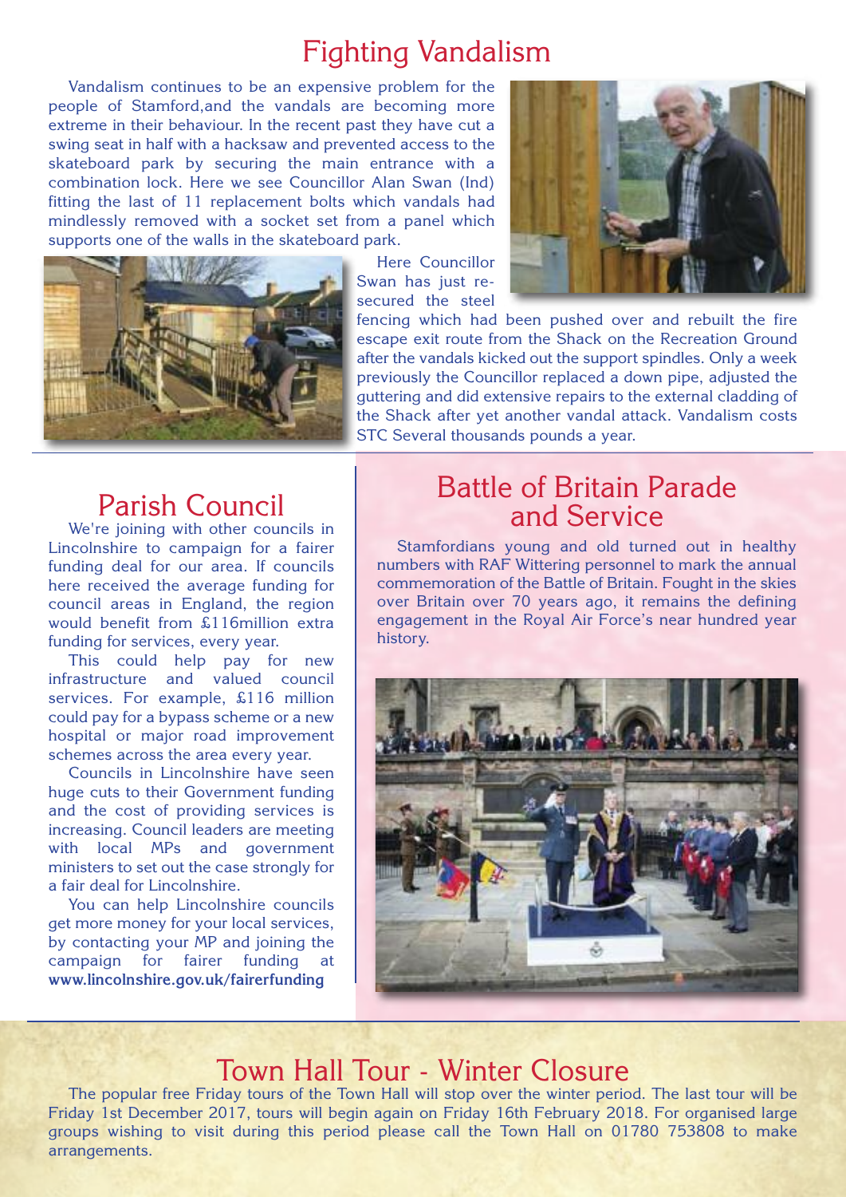# Fighting Vandalism

Vandalism continues to be an expensive problem for the people of Stamford,and the vandals are becoming more extreme in their behaviour. In the recent past they have cut a swing seat in half with a hacksaw and prevented access to the skateboard park by securing the main entrance with a combination lock. Here we see Councillor Alan Swan (Ind) fitting the last of 11 replacement bolts which vandals had mindlessly removed with a socket set from a panel which supports one of the walls in the skateboard park.

Here Councillor Swan has just re-secured the steel fencing which had been pushed over and rebuilt the fire escape exit route from the Shack on the Recreation Ground after the vandals kicked out the support spindles. Only a week previously the Councillor replaced a down pipe, adjusted the guttering and did extensive repairs to the external cladding of the Shack after yet another vandal attack. Vandalism costs STC Several thousands pounds a year.

## Parish Council

We're joining with other councils in Lincolnshire to campaign for a fairer funding deal for our area. If councils here received the average funding for council areas in England, the region would benefit from £116million extra funding for services, every year.

This could help pay for new infrastructure and valued council services. For example, £116 million could pay for a bypass scheme or a new hospital or major road improvement schemes across the area every year.

Councils in Lincolnshire have seen huge cuts to their Government funding and the cost of providing services is increasing. Council leaders are meeting with local MPs and government ministers to set out the case strongly for a fair deal for Lincolnshire.

You can help Lincolnshire councils get more money for your local services, by contacting your MP and joining the campaign for fairer funding at **www.lincolnshire.gov.uk/fairerfunding**

## Battle of Britain Parade and Service

Stamfordians young and old turned out in healthy numbers with RAF Wittering personnel to mark the annual commemoration of the Battle of Britain. Fought in the skies over Britain over 70 years ago, it remains the defining engagement in the Royal Air Force's near hundred year history.

## Town Hall Tour - Winter Closure

The popular free Friday tours of the Town Hall will stop over the winter period. The last tour will be Friday 1st December 2017, tours will begin again on Friday 16th February 2018. For organised large groups wishing to visit during this period please call the Town Hall on 01780 753808 to make arrangements.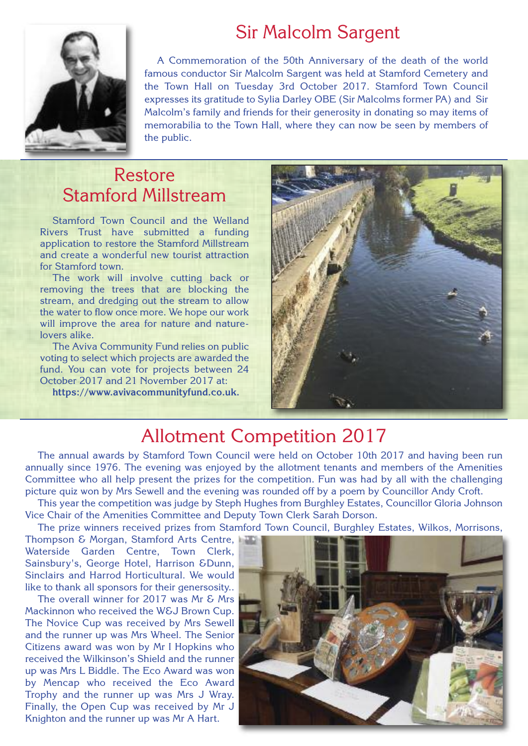## Sir Malcolm Sargent

A Commemoration of the 50th Anniversary of the death of the world famous conductor Sir Malcolm Sargent was held at Stamford Cemetery and the Town Hall on Tuesday 3rd October 2017. Stamford Town Council expresses its gratitude to Sylia Darley OBE (Sir Malcolms former PA) and Sir Malcolm's family and friends for their generosity in donating so may items of memorabilia to the Town Hall, where they can now be seen by members of the public.

## Restore Stamford Millstream

Stamford Town Council and the Welland Rivers Trust have submitted a funding application to restore the Stamford Millstream and create a wonderful new tourist attraction for Stamford town.

The work will involve cutting back or removing the trees that are blocking the stream, and dredging out the stream to allow the water to flow once more. We hope our work will improve the area for nature and nature-lovers alike.

The Aviva Community Fund relies on public voting to select which projects are awarded the fund. You can vote for projects between 24 October 2017 and 21 November 2017 at:

**https://www.avivacommunityfund.co.uk.**

## Allotment Competition 2017

The annual awards by Stamford Town Council were held on October 10th 2017 and having been run annually since 1976. The evening was enjoyed by the allotment tenants and members of the Amenities Committee who all help present the prizes for the competition. Fun was had by all with the challenging picture quiz won by Mrs Sewell and the evening was rounded off by a poem by Councillor Andy Croft.

This year the competition was judge by Steph Hughes from Burghley Estates, Councillor Gloria Johnson Vice Chair of the Amenities Committee and Deputy Town Clerk Sarah Dorson.

The prize winners received prizes from Stamford Town Council, Burghley Estates, Wilkos, Morrisons, Thompson & Morgan, Stamford Arts Centre, Waterside Garden Centre, Town Clerk, Sainsbury's, George Hotel, Harrison &Dunn, Sinclairs and Harrod Horticultural. We would like to thank all sponsors for their genersosity..

The overall winner for 2017 was Mr & Mrs Mackinnon who received the W&J Brown Cup. The Novice Cup was received by Mrs Sewell and the runner up was Mrs Wheel. The Senior Citizens award was won by Mr I Hopkins who received the Wilkinson's Shield and the runner up was Mrs L Biddle. The Eco Award was won by Mencap who received the Eco Award Trophy and the runner up was Mrs J Wray. Finally, the Open Cup was received by Mr J Knighton and the runner up was Mr A Hart.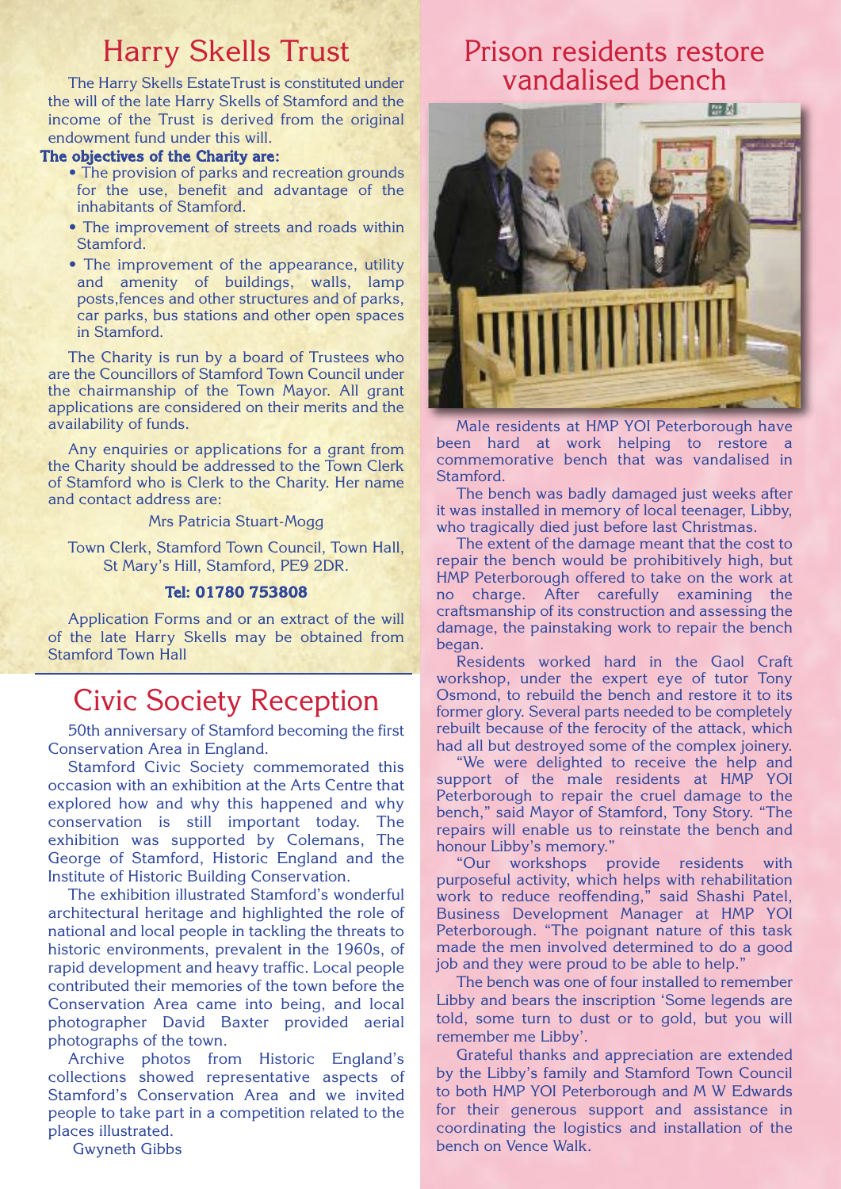# Harry Skells Trust

The Harry Skells EstateTrust is constituted under the will of the late Harry Skells of Stamford and the income of the Trust is derived from the original endowment fund under this will.

**The objectives of the Charity are:**

- The provision of parks and recreation grounds for the use, benefit and advantage of the inhabitants of Stamford.
- The improvement of streets and roads within Stamford.
- The improvement of the appearance, utility and amenity of buildings, walls, lamp posts,fences and other structures and of parks, car parks, bus stations and other open spaces in Stamford.

The Charity is run by a board of Trustees who are the Councillors of Stamford Town Council under the chairmanship of the Town Mayor. All grant applications are considered on their merits and the availability of funds.

Any enquiries or applications for a grant from the Charity should be addressed to the Town Clerk of Stamford who is Clerk to the Charity. Her name and contact address are:

Mrs Patricia Stuart-Mogg

Town Clerk, Stamford Town Council, Town Hall, St Mary's Hill, Stamford, PE9 2DR.

**Tel: 01780 753808**

Application Forms and or an extract of the will of the late Harry Skells may be obtained from Stamford Town Hall

# Civic Society Reception

50th anniversary of Stamford becoming the first Conservation Area in England.

Stamford Civic Society commemorated this occasion with an exhibition at the Arts Centre that explored how and why this happened and why conservation is still important today. The exhibition was supported by Colemans, The George of Stamford, Historic England and the Institute of Historic Building Conservation.

The exhibition illustrated Stamford's wonderful architectural heritage and highlighted the role of national and local people in tackling the threats to historic environments, prevalent in the 1960s, of rapid development and heavy traffic. Local people contributed their memories of the town before the Conservation Area came into being, and local photographer David Baxter provided aerial photographs of the town.

Archive photos from Historic England's collections showed representative aspects of Stamford's Conservation Area and we invited people to take part in a competition related to the places illustrated.

Gwyneth Gibbs

# Prison residents restore vandalised bench

Male residents at HMP YOI Peterborough have been hard at work helping to restore a commemorative bench that was vandalised in Stamford.

The bench was badly damaged just weeks after it was installed in memory of local teenager, Libby, who tragically died just before last Christmas.

The extent of the damage meant that the cost to repair the bench would be prohibitively high, but HMP Peterborough offered to take on the work at no charge. After carefully examining the craftsmanship of its construction and assessing the damage, the painstaking work to repair the bench began.

Residents worked hard in the Gaol Craft workshop, under the expert eye of tutor Tony Osmond, to rebuild the bench and restore it to its former glory. Several parts needed to be completely rebuilt because of the ferocity of the attack, which had all but destroyed some of the complex joinery.

"We were delighted to receive the help and support of the male residents at HMP YOI Peterborough to repair the cruel damage to the bench," said Mayor of Stamford, Tony Story. "The repairs will enable us to reinstate the bench and honour Libby's memory."

"Our workshops provide residents with purposeful activity, which helps with rehabilitation work to reduce reoffending," said Shashi Patel, Business Development Manager at HMP YOI Peterborough. "The poignant nature of this task made the men involved determined to do a good job and they were proud to be able to help."

The bench was one of four installed to remember Libby and bears the inscription 'Some legends are told, some turn to dust or to gold, but you will remember me Libby'.

Grateful thanks and appreciation are extended by the Libby's family and Stamford Town Council to both HMP YOI Peterborough and M W Edwards for their generous support and assistance in coordinating the logistics and installation of the bench on Vence Walk.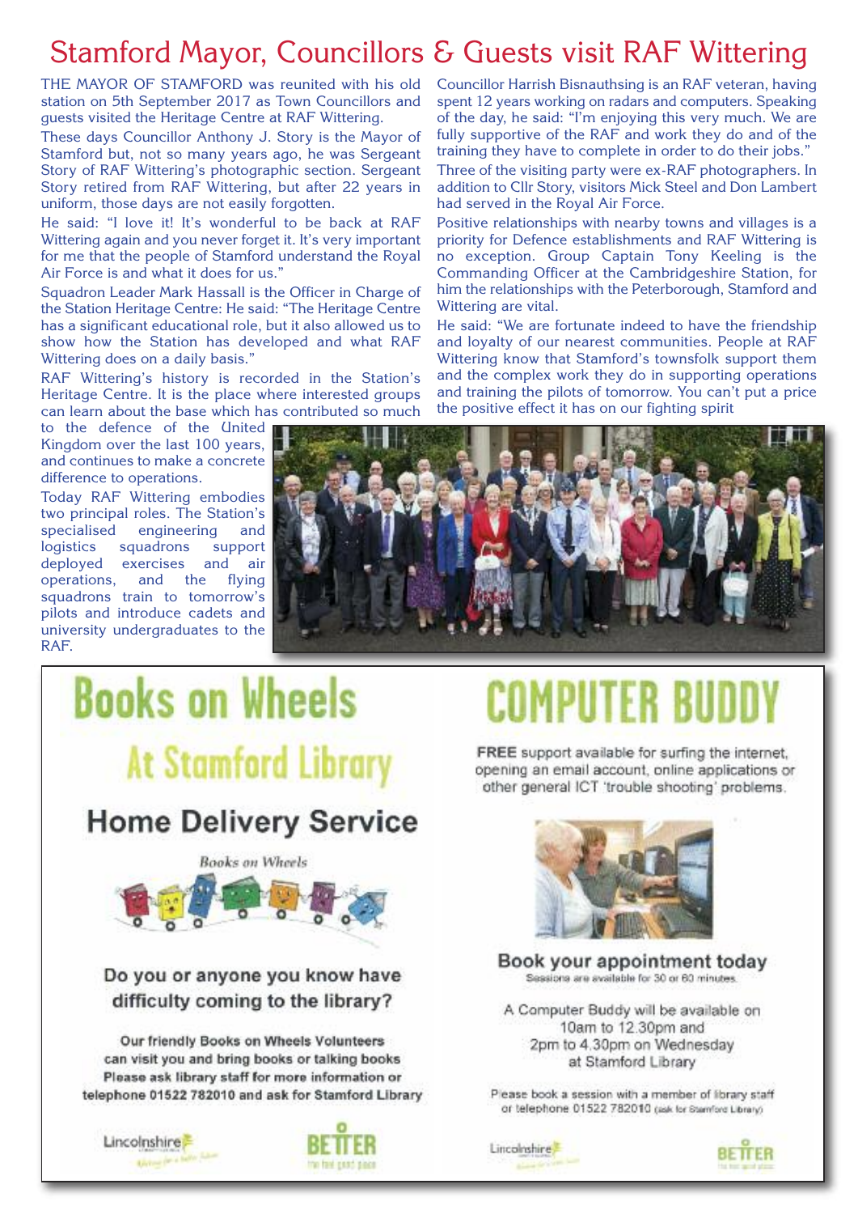# Stamford Mayor, Councillors & Guests visit RAF Wittering

THE MAYOR OF STAMFORD was reunited with his old station on 5th September 2017 as Town Councillors and guests visited the Heritage Centre at RAF Wittering.

These days Councillor Anthony J. Story is the Mayor of Stamford but, not so many years ago, he was Sergeant Story of RAF Wittering's photographic section. Sergeant Story retired from RAF Wittering, but after 22 years in uniform, those days are not easily forgotten.

He said: "I love it! It's wonderful to be back at RAF Wittering again and you never forget it. It's very important for me that the people of Stamford understand the Royal Air Force is and what it does for us."

Squadron Leader Mark Hassall is the Officer in Charge of the Station Heritage Centre: He said: "The Heritage Centre has a significant educational role, but it also allowed us to show how the Station has developed and what RAF Wittering does on a daily basis."

RAF Wittering's history is recorded in the Station's Heritage Centre. It is the place where interested groups can learn about the base which has contributed so much to the defence of the United Kingdom over the last 100 years, and continues to make a concrete difference to operations.

Today RAF Wittering embodies two principal roles. The Station's specialised engineering and logistics squadrons support deployed exercises and air operations, and the flying squadrons train to tomorrow's pilots and introduce cadets and university undergraduates to the RAF.

Councillor Harrish Bisnauthsing is an RAF veteran, having spent 12 years working on radars and computers. Speaking of the day, he said: "I'm enjoying this very much. We are fully supportive of the RAF and work they do and of the training they have to complete in order to do their jobs."

Three of the visiting party were ex-RAF photographers. In addition to Cllr Story, visitors Mick Steel and Don Lambert had served in the Royal Air Force.

Positive relationships with nearby towns and villages is a priority for Defence establishments and RAF Wittering is no exception. Group Captain Tony Keeling is the Commanding Officer at the Cambridgeshire Station, for him the relationships with the Peterborough, Stamford and Wittering are vital.

He said: "We are fortunate indeed to have the friendship and loyalty of our nearest communities. People at RAF Wittering know that Stamford's townsfolk support them and the complex work they do in supporting operations and training the pilots of tomorrow. You can't put a price the positive effect it has on our fighting spirit

# Books on Wheels

## At Stamford Library

### Home Delivery Service

*Books on Wheels*

**Do you or anyone you know have difficulty coming to the library?**

**Our friendly Books on Wheels Volunteers can visit you and bring books or talking books Please ask library staff for more information or telephone 01522 782010 and ask for Stamford Library**

Lincolnshire

BETTER

# COMPUTER BUDDY

**FREE** support available for surfing the internet, opening an email account, online applications or other general ICT 'trouble shooting' problems.

**Book your appointment today**

Sessions are available for 30 or 60 minutes.

A Computer Buddy will be available on 10am to 12.30pm and 2pm to 4.30pm on Wednesday at Stamford Library

Please book a session with a member of library staff or telephone 01522 782010 (ask for Stamford Library)

Lincolnshire

BETTER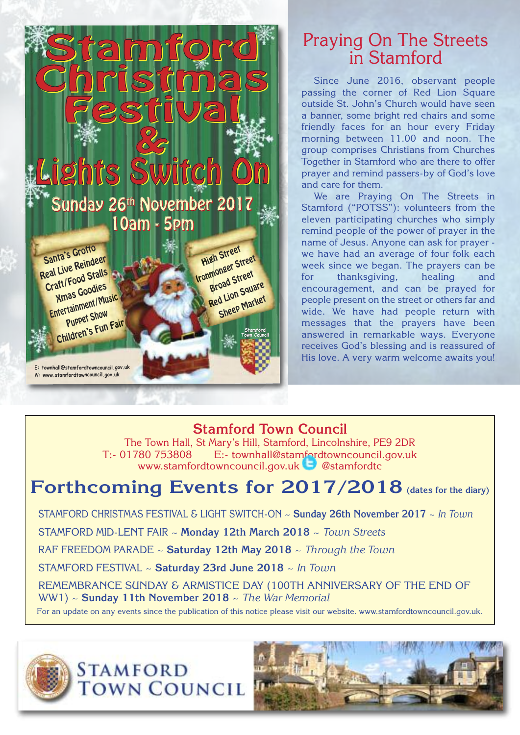# Stamford Christmas Festival & Lights Switch On

**Sunday 26th November 2017**
**10am - 5pm**

Santa's Grotto
Real Live Reindeer
Craft/Food Stalls
Xmas Goodies
Entertainment/Music
Puppet Show
Children's Fun Fair

High Street
Ironmonger Street
Broad Street
Red Lion Square
Sheep Market

Stamford Town Council

E: townhall@stamfordtowncouncil.gov.uk
W: www.stamfordtowncouncil.gov.uk

## Praying On The Streets in Stamford

Since June 2016, observant people passing the corner of Red Lion Square outside St. John's Church would have seen a banner, some bright red chairs and some friendly faces for an hour every Friday morning between 11.00 and noon. The group comprises Christians from Churches Together in Stamford who are there to offer prayer and remind passers-by of God's love and care for them.

We are Praying On The Streets in Stamford ("POTSS"): volunteers from the eleven participating churches who simply remind people of the power of prayer in the name of Jesus. Anyone can ask for prayer - we have had an average of four folk each week since we began. The prayers can be for thanksgiving, healing and encouragement, and can be prayed for people present on the street or others far and wide. We have had people return with messages that the prayers have been answered in remarkable ways. Everyone receives God's blessing and is reassured of His love. A very warm welcome awaits you!

## Stamford Town Council

The Town Hall, St Mary's Hill, Stamford, Lincolnshire, PE9 2DR
T:- 01780 753808 E:- townhall@stamfordtowncouncil.gov.uk
www.stamfordtowncouncil.gov.uk @stamfordtc

## Forthcoming Events for 2017/2018 (dates for the diary)

STAMFORD CHRISTMAS FESTIVAL & LIGHT SWITCH-ON ~ **Sunday 26th November 2017** ~ *In Town*

STAMFORD MID-LENT FAIR ~ **Monday 12th March 2018** ~ *Town Streets*

RAF FREEDOM PARADE ~ **Saturday 12th May 2018** ~ *Through the Town*

STAMFORD FESTIVAL ~ **Saturday 23rd June 2018** ~ *In Town*

REMEMBRANCE SUNDAY & ARMISTICE DAY (100TH ANNIVERSARY OF THE END OF WW1) ~ **Sunday 11th November 2018** ~ *The War Memorial*

For an update on any events since the publication of this notice please visit our website. www.stamfordtowncouncil.gov.uk.

STAMFORD TOWN COUNCIL